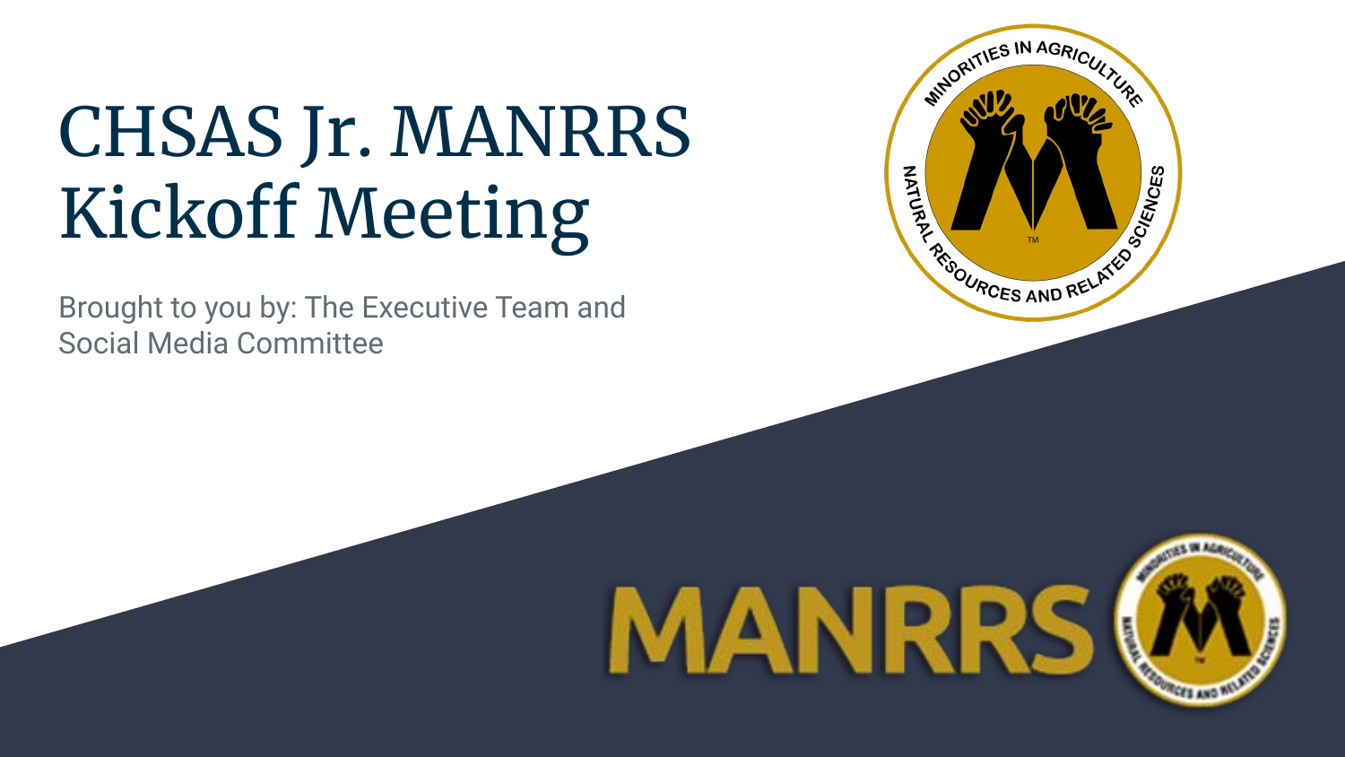# CHSAS Jr. MANRRS Kickoff Meeting

Brought to you by: The Executive Team and Social Media Committee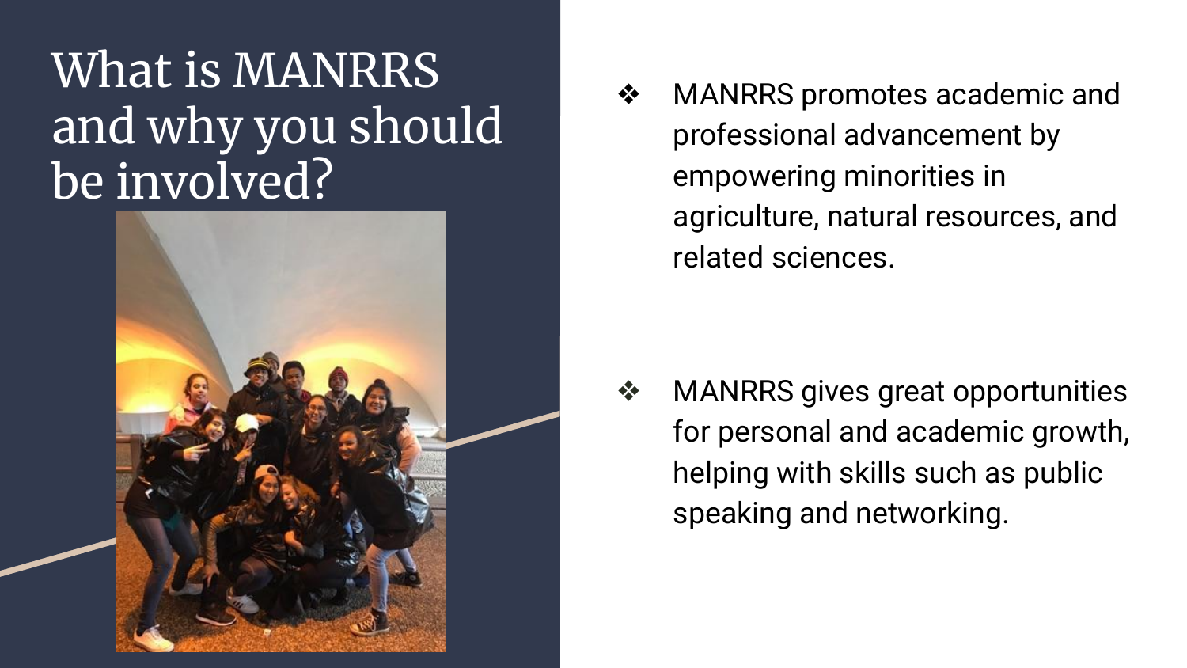# What is MANRRS and why you should be involved?

- MANRRS promotes academic and professional advancement by empowering minorities in agriculture, natural resources, and related sciences.

- MANRRS gives great opportunities for personal and academic growth, helping with skills such as public speaking and networking.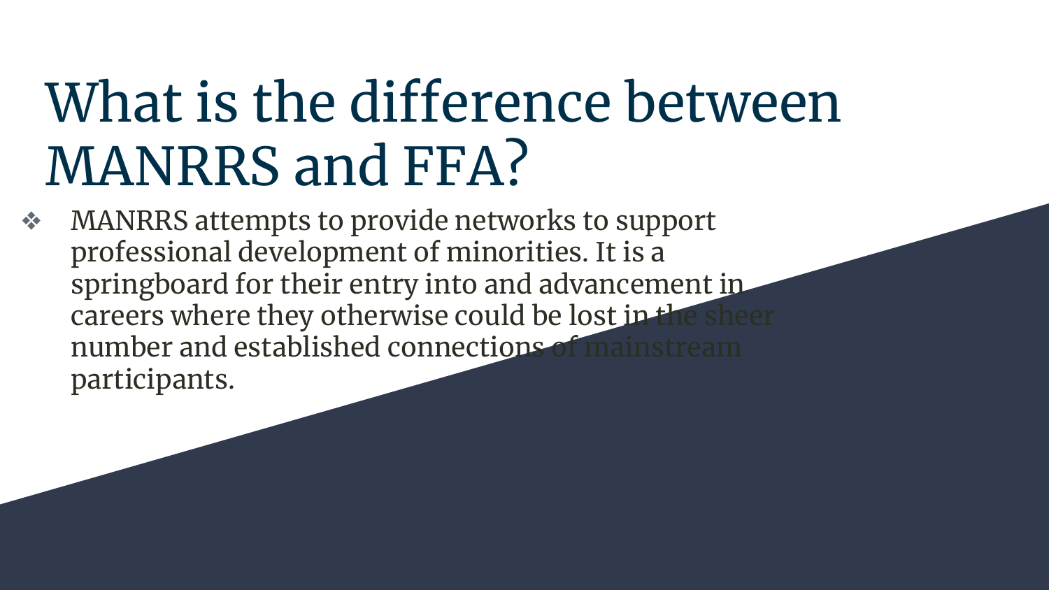# What is the difference between MANRRS and FFA?

- MANRRS attempts to provide networks to support professional development of minorities. It is a springboard for their entry into and advancement in careers where they otherwise could be lost in the sheer number and established connections of mainstream participants.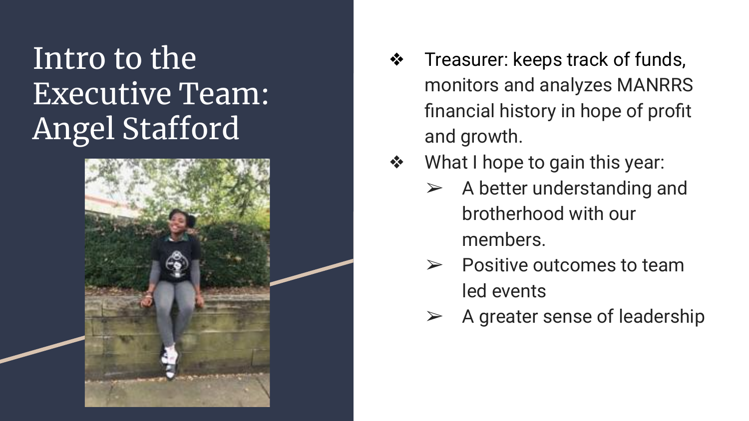# Intro to the Executive Team: Angel Stafford

- Treasurer: keeps track of funds, monitors and analyzes MANRRS financial history in hope of profit and growth.
- What I hope to gain this year:
  - A better understanding and brotherhood with our members.
  - Positive outcomes to team led events
  - A greater sense of leadership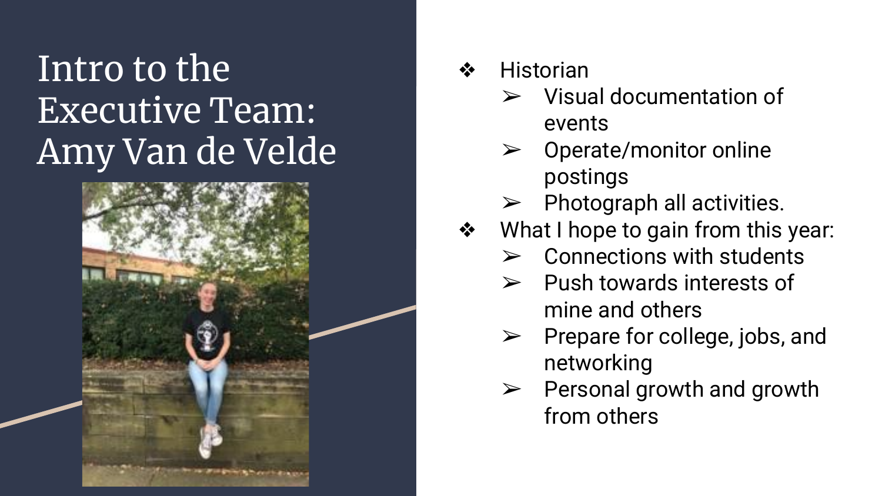# Intro to the Executive Team: Amy Van de Velde

- Historian
  - Visual documentation of events
  - Operate/monitor online postings
  - Photograph all activities.
- What I hope to gain from this year:
  - Connections with students
  - Push towards interests of mine and others
  - Prepare for college, jobs, and networking
  - Personal growth and growth from others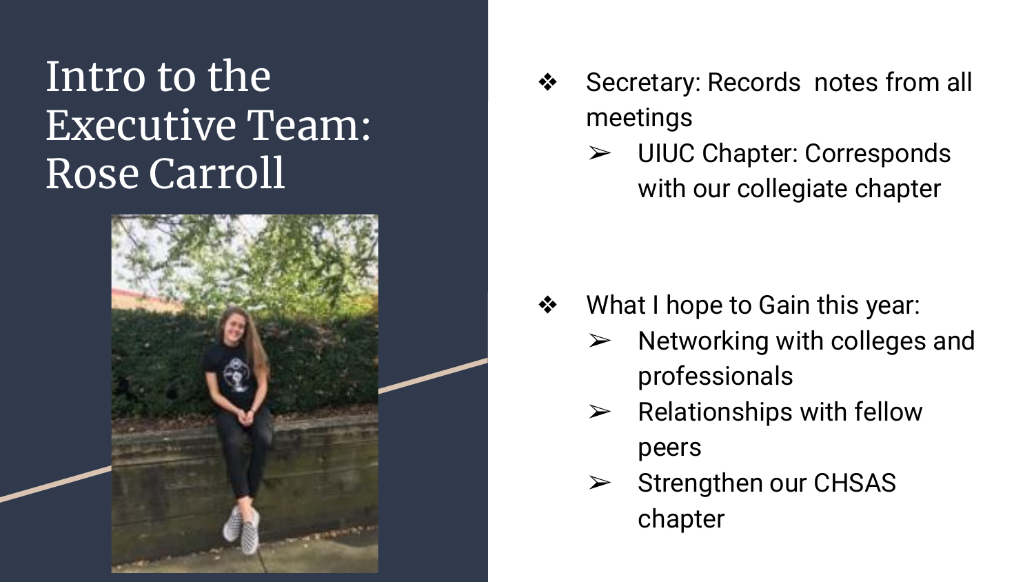# Intro to the Executive Team: Rose Carroll

- Secretary: Records  notes from all meetings
  - UIUC Chapter: Corresponds with our collegiate chapter

- What I hope to Gain this year:
  - Networking with colleges and professionals
  - Relationships with fellow peers
  - Strengthen our CHSAS chapter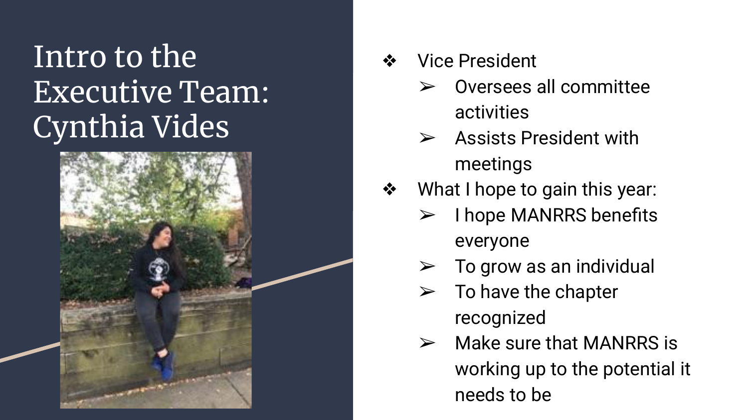# Intro to the Executive Team: Cynthia Vides

- Vice President
  - Oversees all committee activities
  - Assists President with meetings
- What I hope to gain this year:
  - I hope MANRRS benefits everyone
  - To grow as an individual
  - To have the chapter recognized
  - Make sure that MANRRS is working up to the potential it needs to be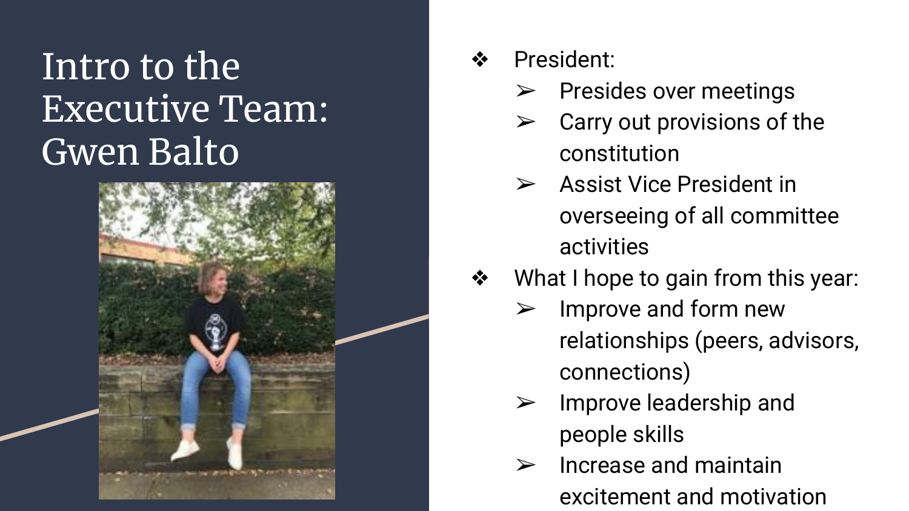# Intro to the Executive Team: Gwen Balto

- President:
  - Presides over meetings
  - Carry out provisions of the constitution
  - Assist Vice President in overseeing of all committee activities
- What I hope to gain from this year:
  - Improve and form new relationships (peers, advisors, connections)
  - Improve leadership and people skills
  - Increase and maintain excitement and motivation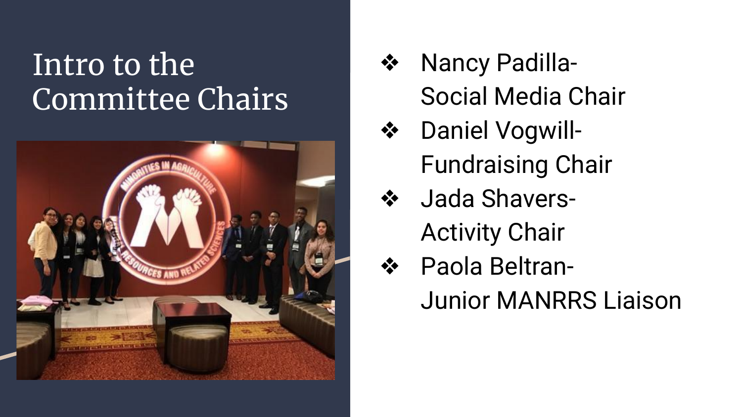# Intro to the Committee Chairs

- Nancy Padilla- Social Media Chair
- Daniel Vogwill- Fundraising Chair
- Jada Shavers- Activity Chair
- Paola Beltran- Junior MANRRS Liaison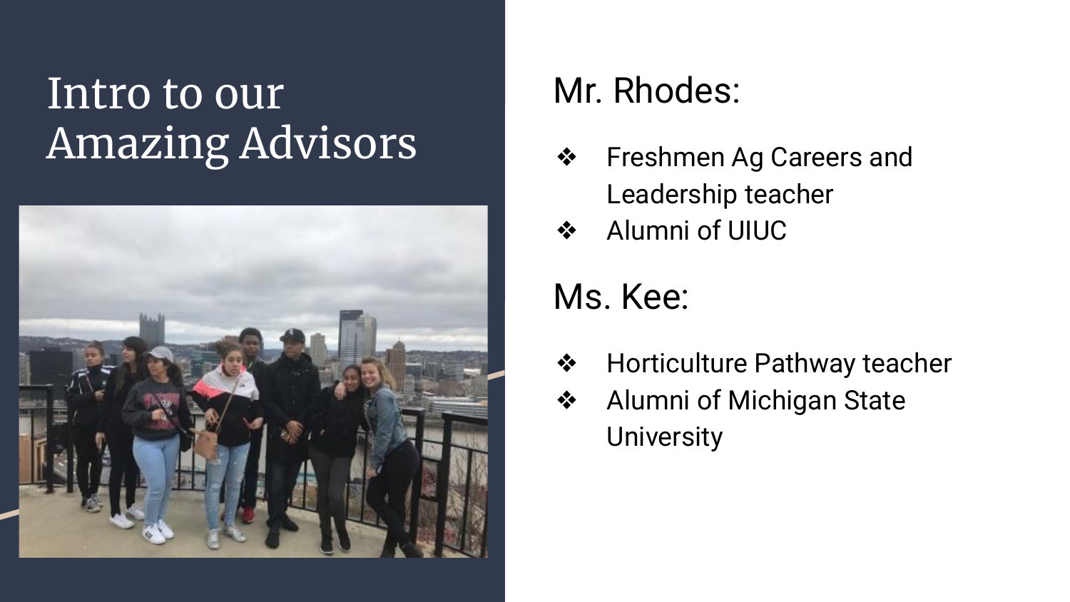# Intro to our Amazing Advisors

## Mr. Rhodes:

- Freshmen Ag Careers and Leadership teacher
- Alumni of UIUC

## Ms. Kee:

- Horticulture Pathway teacher
- Alumni of Michigan State University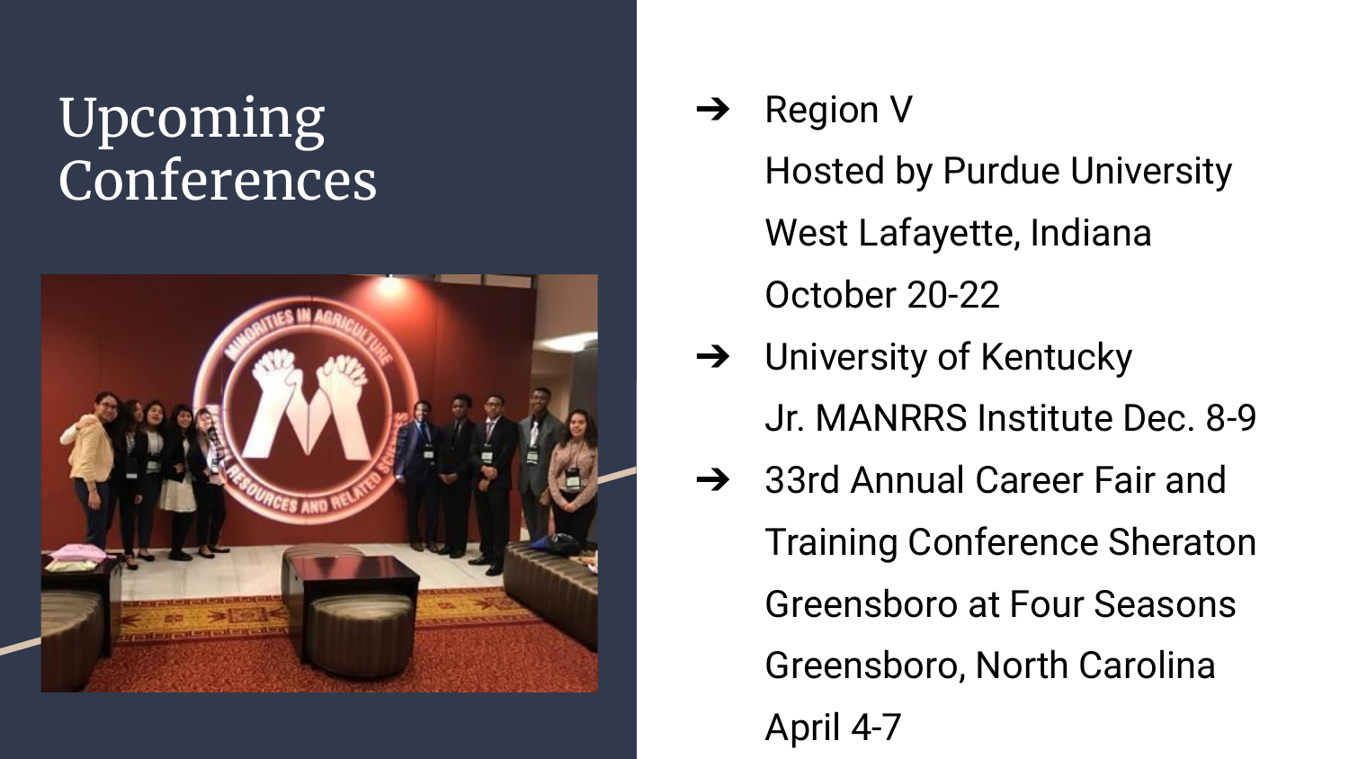# Upcoming Conferences

- Region V
  Hosted by Purdue University
  West Lafayette, Indiana
  October 20-22
- University of Kentucky
  Jr. MANRRS Institute Dec. 8-9
- 33rd Annual Career Fair and Training Conference Sheraton Greensboro at Four Seasons
  Greensboro, North Carolina
  April 4-7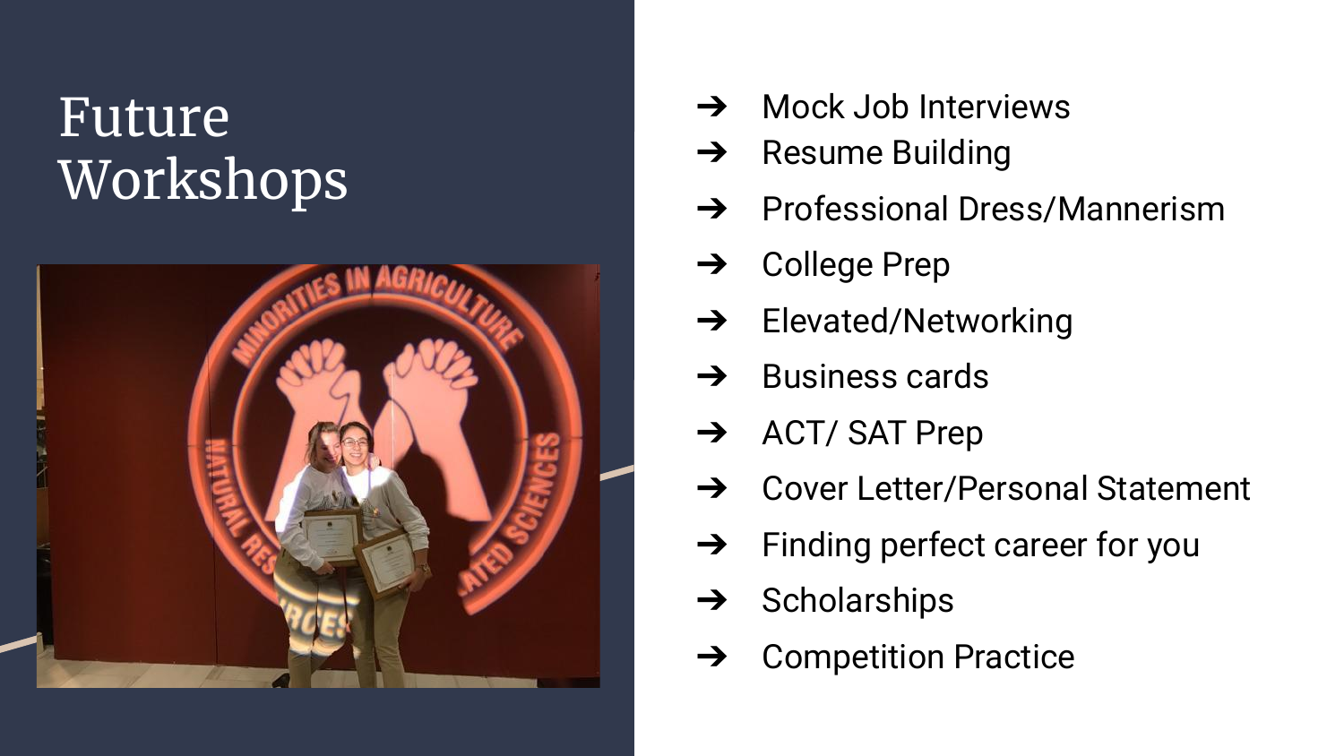# Future Workshops

- Mock Job Interviews
- Resume Building
- Professional Dress/Mannerism
- College Prep
- Elevated/Networking
- Business cards
- ACT/ SAT Prep
- Cover Letter/Personal Statement
- Finding perfect career for you
- Scholarships
- Competition Practice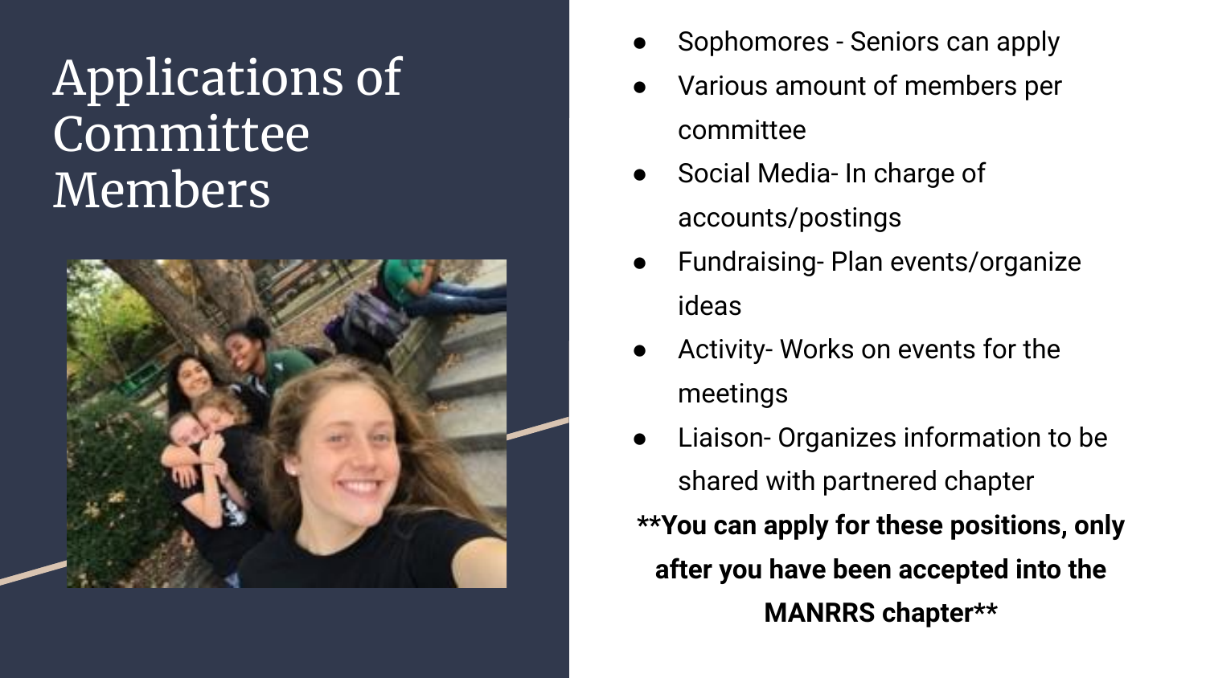# Applications of Committee Members

- Sophomores - Seniors can apply
- Various amount of members per committee
- Social Media- In charge of accounts/postings
- Fundraising- Plan events/organize ideas
- Activity- Works on events for the meetings
- Liaison- Organizes information to be shared with partnered chapter

**\*\*You can apply for these positions, only after you have been accepted into the MANRRS chapter\*\***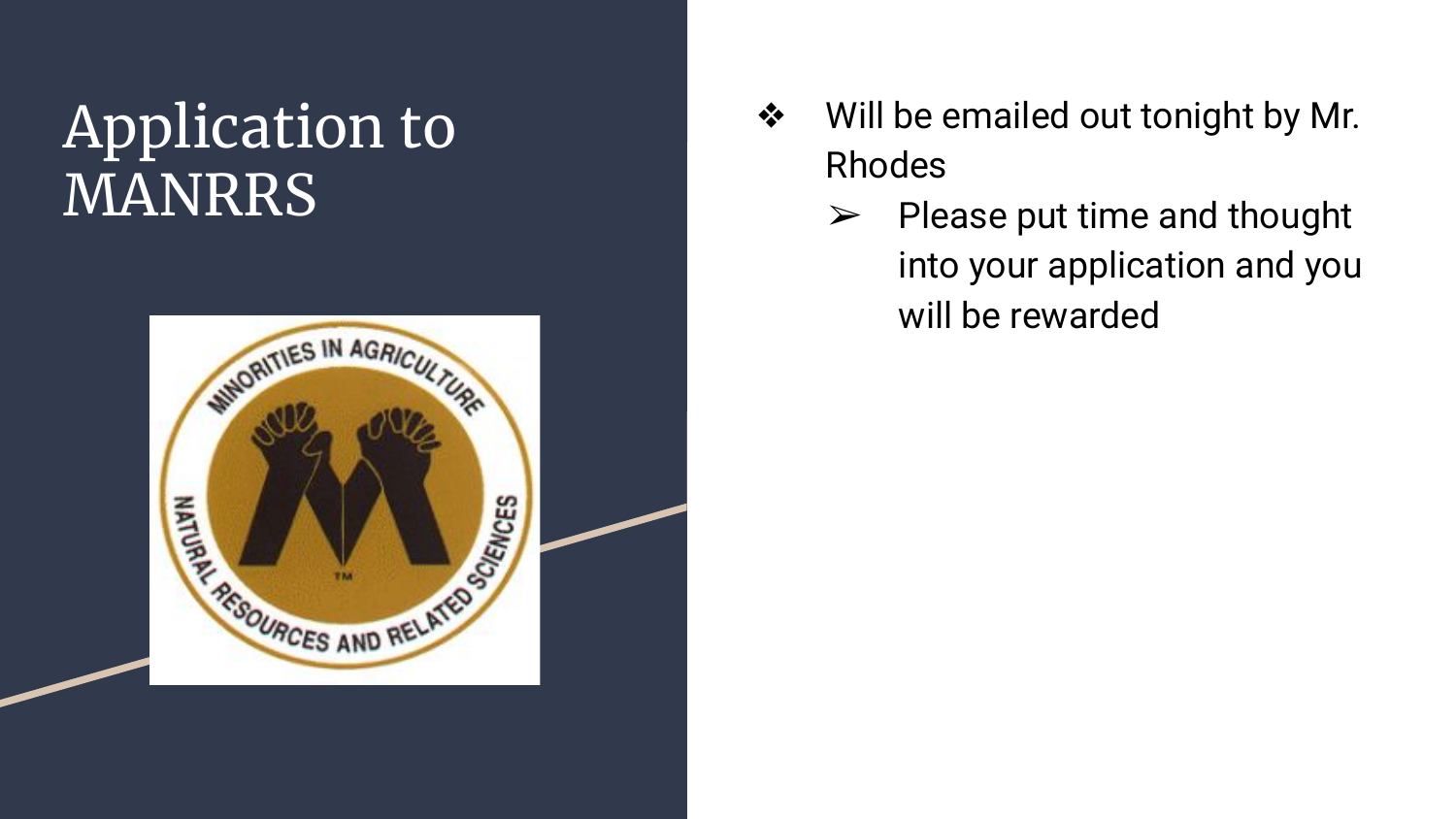# Application to MANRRS

- Will be emailed out tonight by Mr. Rhodes
  - Please put time and thought into your application and you will be rewarded